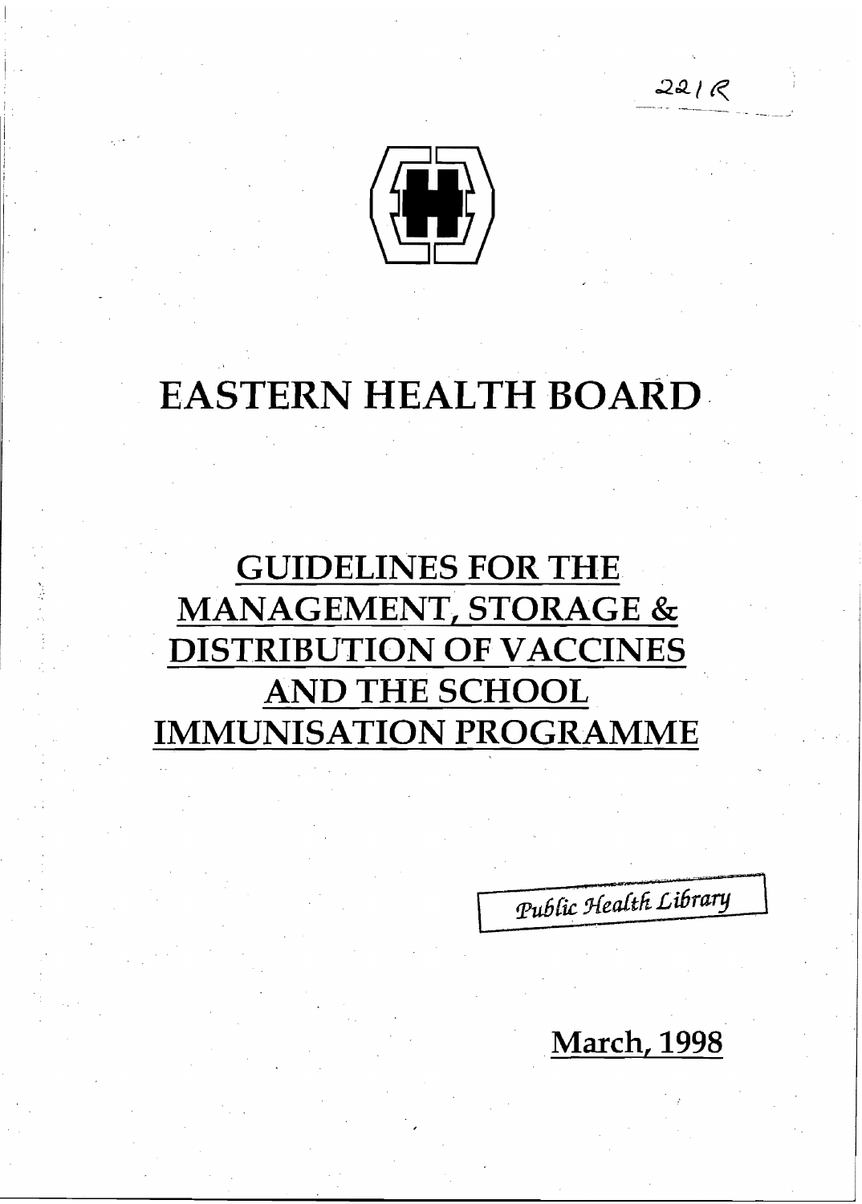221R

# EASTERN HEALTH BOARD

## GUIDELINES FOR THE MANAGEMENT, STORAGE & DISTRIBUTION OF VACCINES AND THE SCHOOL IMMUNISATION PROGRAMME

*Public Health Library*

**March, 1998**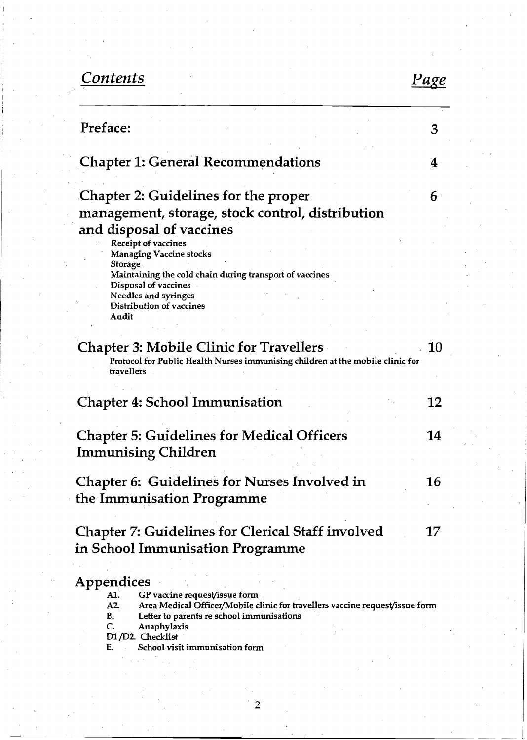# Contents

| | Page |
|---|---|
| **Preface:** | 3 |
| **Chapter 1: General Recommendations** | 4 |
| **Chapter 2: Guidelines for the proper management, storage, stock control, distribution and disposal of vaccines**<br>Receipt of vaccines<br>Managing Vaccine stocks<br>Storage<br>Maintaining the cold chain during transport of vaccines<br>Disposal of vaccines<br>Needles and syringes<br>Distribution of vaccines<br>Audit | 6 |
| **Chapter 3: Mobile Clinic for Travellers**<br>Protocol for Public Health Nurses immunising children at the mobile clinic for travellers | 10 |
| **Chapter 4: School Immunisation** | 12 |
| **Chapter 5: Guidelines for Medical Officers Immunising Children** | 14 |
| **Chapter 6: Guidelines for Nurses Involved in the Immunisation Programme** | 16 |
| **Chapter 7: Guidelines for Clerical Staff involved in School Immunisation Programme** | 17 |

## Appendices

- A1. GP vaccine request/issue form
- A2. Area Medical Officer/Mobile clinic for travellers vaccine request/issue form
- B. Letter to parents re school immunisations
- C. Anaphylaxis
- D1/D2. Checklist
- E. School visit immunisation form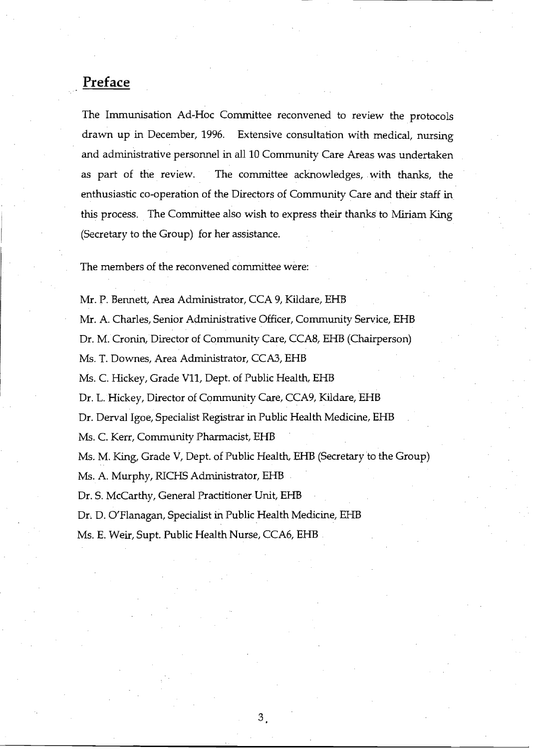## Preface

The Immunisation Ad-Hoc Committee reconvened to review the protocols drawn up in December, 1996. Extensive consultation with medical, nursing and administrative personnel in all 10 Community Care Areas was undertaken as part of the review. The committee acknowledges, with thanks, the enthusiastic co-operation of the Directors of Community Care and their staff in this process. The Committee also wish to express their thanks to Miriam King (Secretary to the Group) for her assistance.

The members of the reconvened committee were:

Mr. P. Bennett, Area Administrator, CCA 9, Kildare, EHB

Mr. A. Charles, Senior Administrative Officer, Community Service, EHB

Dr. M. Cronin, Director of Community Care, CCA8, EHB (Chairperson)

Ms. T. Downes, Area Administrator, CCA3, EHB

Ms. C. Hickey, Grade V11, Dept. of Public Health, EHB

Dr. L. Hickey, Director of Community Care, CCA9, Kildare, EHB

Dr. Derval Igoe, Specialist Registrar in Public Health Medicine, EHB

Ms. C. Kerr, Community Pharmacist, EHB

Ms. M. King, Grade V, Dept. of Public Health, EHB (Secretary to the Group)

Ms. A. Murphy, RICHS Administrator, EHB

Dr. S. McCarthy, General Practitioner Unit, EHB

Dr. D. O'Flanagan, Specialist in Public Health Medicine, EHB

Ms. E. Weir, Supt. Public Health Nurse, CCA6, EHB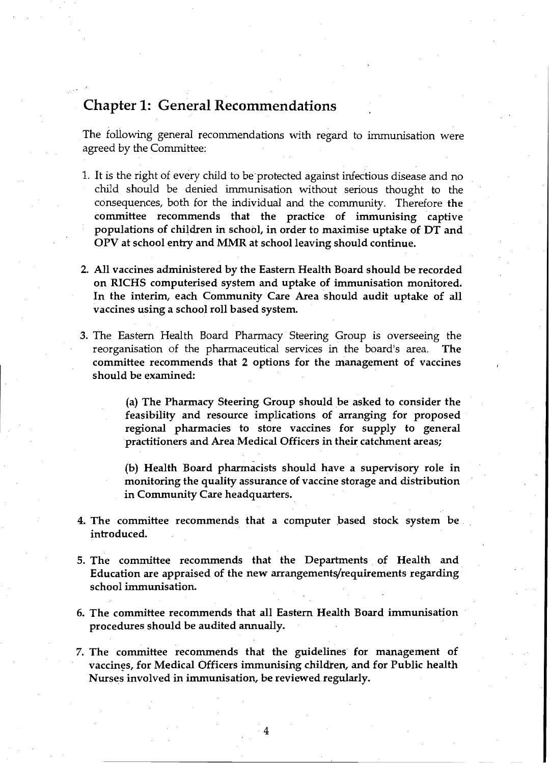## Chapter 1: General Recommendations

The following general recommendations with regard to immunisation were agreed by the Committee:

1. It is the right of every child to be protected against infectious disease and no child should be denied immunisation without serious thought to the consequences, both for the individual and the community. Therefore **the committee recommends that the practice of immunising captive populations of children in school, in order to maximise uptake of DT and OPV at school entry and MMR at school leaving should continue.**

2. **All vaccines administered by the Eastern Health Board should be recorded on RICHS computerised system and uptake of immunisation monitored. In the interim, each Community Care Area should audit uptake of all vaccines using a school roll based system.**

3. The Eastern Health Board Pharmacy Steering Group is overseeing the reorganisation of the pharmaceutical services in the board's area. **The committee recommends that 2 options for the management of vaccines should be examined:**

   **(a) The Pharmacy Steering Group should be asked to consider the feasibility and resource implications of arranging for proposed regional pharmacies to store vaccines for supply to general practitioners and Area Medical Officers in their catchment areas;**

   **(b) Health Board pharmacists should have a supervisory role in monitoring the quality assurance of vaccine storage and distribution in Community Care headquarters.**

4. **The committee recommends that a computer based stock system be introduced.**

5. **The committee recommends that the Departments of Health and Education are appraised of the new arrangements/requirements regarding school immunisation.**

6. **The committee recommends that all Eastern Health Board immunisation procedures should be audited annually.**

7. **The committee recommends that the guidelines for management of vaccines, for Medical Officers immunising children, and for Public health Nurses involved in immunisation, be reviewed regularly.**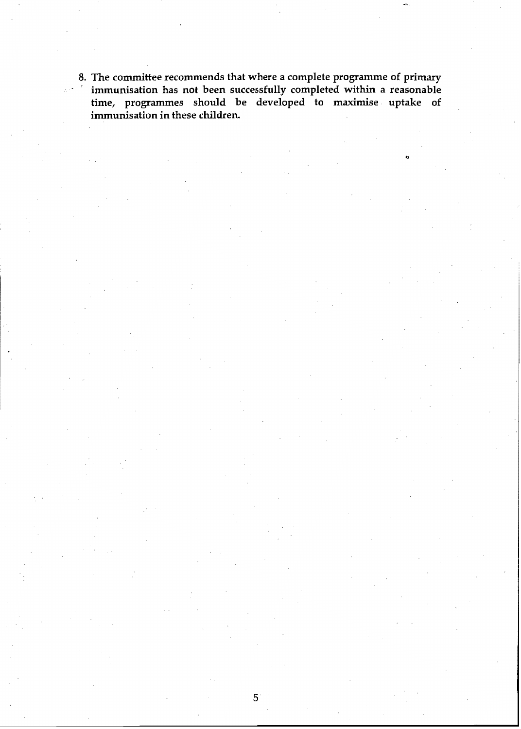8. **The committee recommends that where a complete programme of primary immunisation has not been successfully completed within a reasonable time, programmes should be developed to maximise uptake of immunisation in these children.**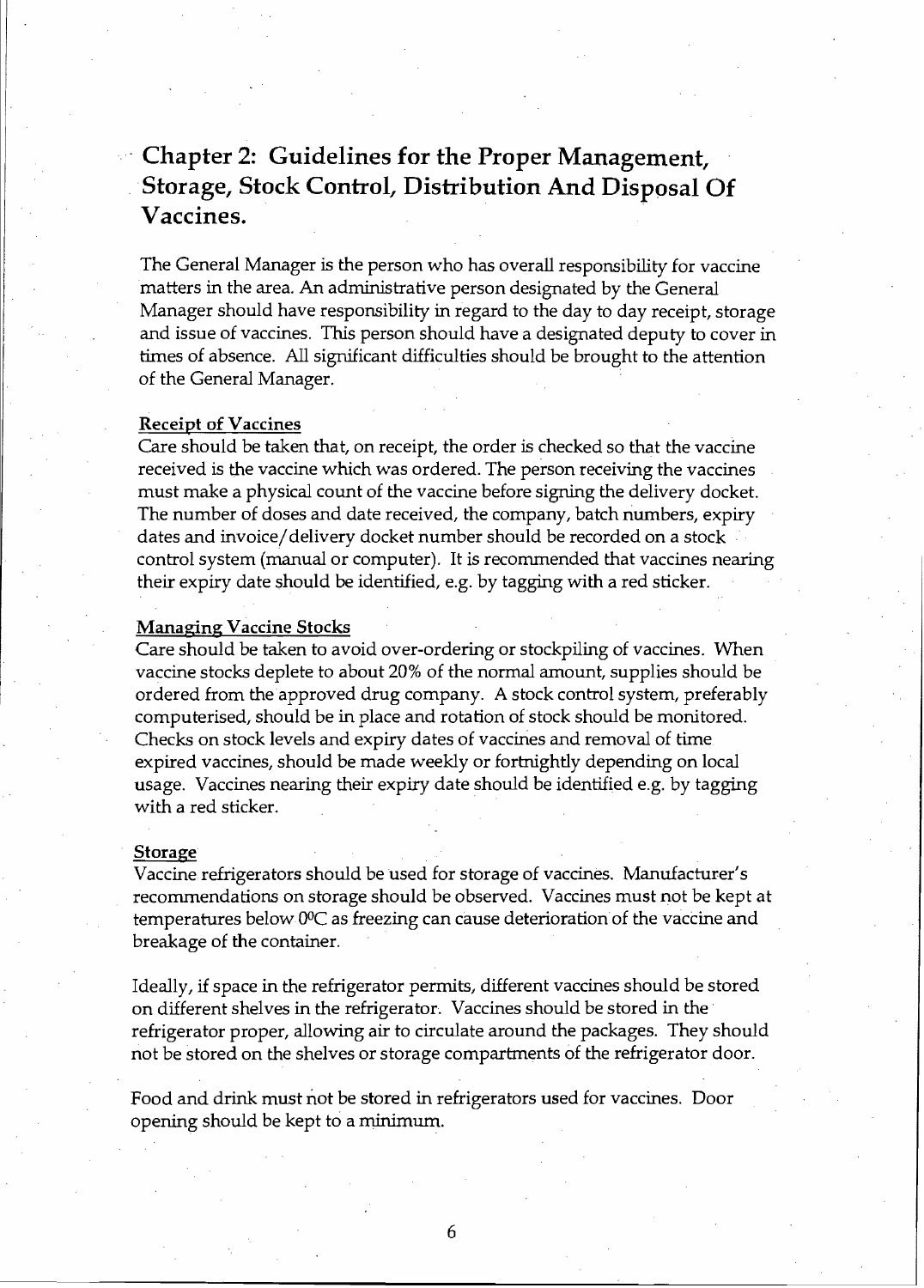# Chapter 2: Guidelines for the Proper Management, Storage, Stock Control, Distribution And Disposal Of Vaccines.

The General Manager is the person who has overall responsibility for vaccine matters in the area. An administrative person designated by the General Manager should have responsibility in regard to the day to day receipt, storage and issue of vaccines. This person should have a designated deputy to cover in times of absence. All significant difficulties should be brought to the attention of the General Manager.

## Receipt of Vaccines

Care should be taken that, on receipt, the order is checked so that the vaccine received is the vaccine which was ordered. The person receiving the vaccines must make a physical count of the vaccine before signing the delivery docket. The number of doses and date received, the company, batch numbers, expiry dates and invoice/delivery docket number should be recorded on a stock control system (manual or computer). It is recommended that vaccines nearing their expiry date should be identified, e.g. by tagging with a red sticker.

## Managing Vaccine Stocks

Care should be taken to avoid over-ordering or stockpiling of vaccines. When vaccine stocks deplete to about 20% of the normal amount, supplies should be ordered from the approved drug company. A stock control system, preferably computerised, should be in place and rotation of stock should be monitored. Checks on stock levels and expiry dates of vaccines and removal of time expired vaccines, should be made weekly or fortnightly depending on local usage. Vaccines nearing their expiry date should be identified e.g. by tagging with a red sticker.

## Storage

Vaccine refrigerators should be used for storage of vaccines. Manufacturer's recommendations on storage should be observed. Vaccines must not be kept at temperatures below 0ºC as freezing can cause deterioration of the vaccine and breakage of the container.

Ideally, if space in the refrigerator permits, different vaccines should be stored on different shelves in the refrigerator. Vaccines should be stored in the refrigerator proper, allowing air to circulate around the packages. They should not be stored on the shelves or storage compartments of the refrigerator door.

Food and drink must not be stored in refrigerators used for vaccines. Door opening should be kept to a minimum.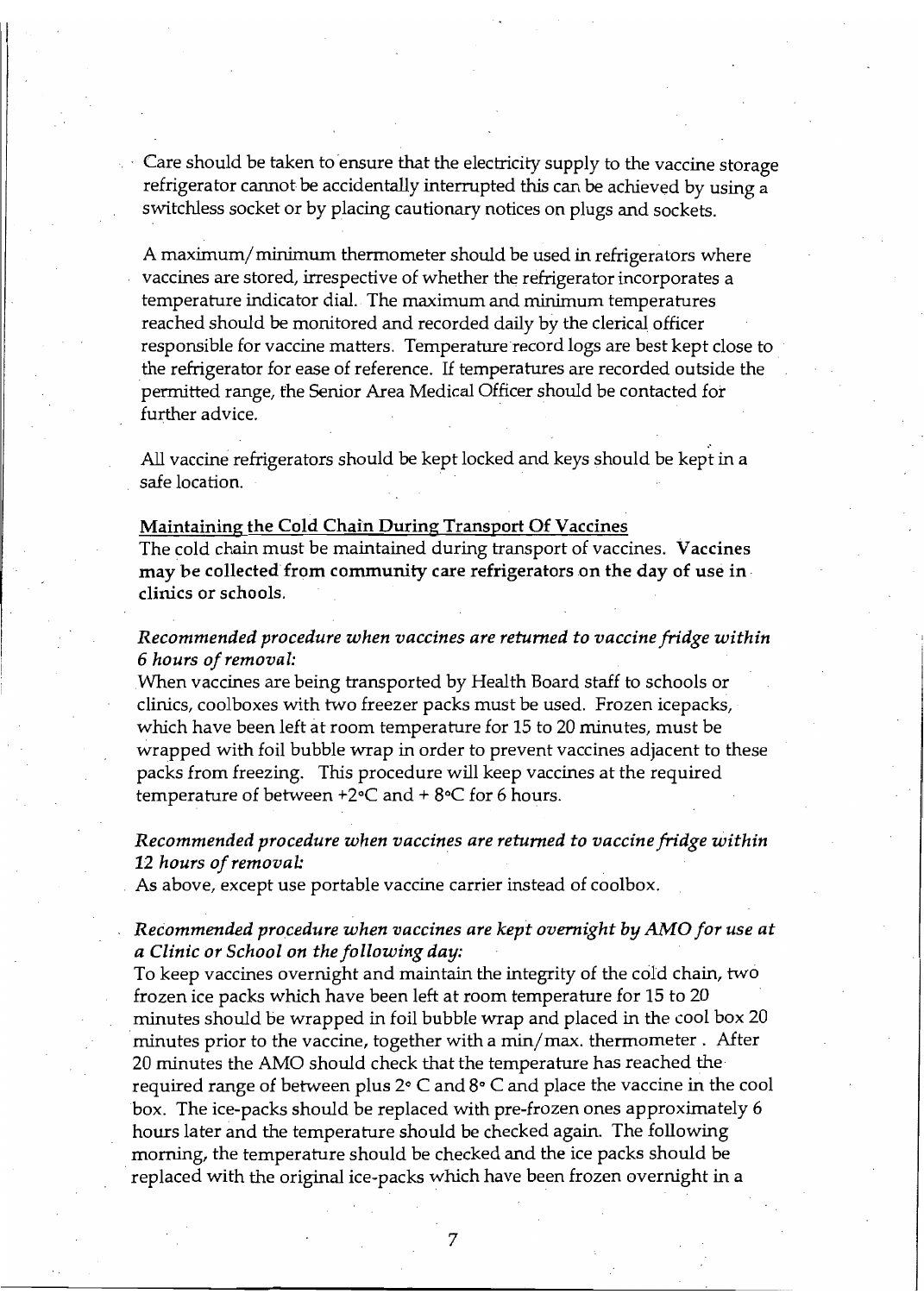Care should be taken to ensure that the electricity supply to the vaccine storage refrigerator cannot be accidentally interrupted this can be achieved by using a switchless socket or by placing cautionary notices on plugs and sockets.

A maximum/minimum thermometer should be used in refrigerators where vaccines are stored, irrespective of whether the refrigerator incorporates a temperature indicator dial. The maximum and minimum temperatures reached should be monitored and recorded daily by the clerical officer responsible for vaccine matters. Temperature record logs are best kept close to the refrigerator for ease of reference. If temperatures are recorded outside the permitted range, the Senior Area Medical Officer should be contacted for further advice.

All vaccine refrigerators should be kept locked and keys should be kept in a safe location.

**Maintaining the Cold Chain During Transport Of Vaccines**

The cold chain must be maintained during transport of vaccines. **Vaccines may be collected from community care refrigerators on the day of use in clinics or schools.**

*Recommended procedure when vaccines are returned to vaccine fridge within 6 hours of removal:*

When vaccines are being transported by Health Board staff to schools or clinics, coolboxes with two freezer packs must be used. Frozen icepacks, which have been left at room temperature for 15 to 20 minutes, must be wrapped with foil bubble wrap in order to prevent vaccines adjacent to these packs from freezing. This procedure will keep vaccines at the required temperature of between +2°C and + 8°C for 6 hours.

*Recommended procedure when vaccines are returned to vaccine fridge within 12 hours of removal:*

As above, except use portable vaccine carrier instead of coolbox.

*Recommended procedure when vaccines are kept overnight by AMO for use at a Clinic or School on the following day:*

To keep vaccines overnight and maintain the integrity of the cold chain, two frozen ice packs which have been left at room temperature for 15 to 20 minutes should be wrapped in foil bubble wrap and placed in the cool box 20 minutes prior to the vaccine, together with a min/max. thermometer . After 20 minutes the AMO should check that the temperature has reached the required range of between plus 2° C and 8° C and place the vaccine in the cool box. The ice-packs should be replaced with pre-frozen ones approximately 6 hours later and the temperature should be checked again. The following morning, the temperature should be checked and the ice packs should be replaced with the original ice-packs which have been frozen overnight in a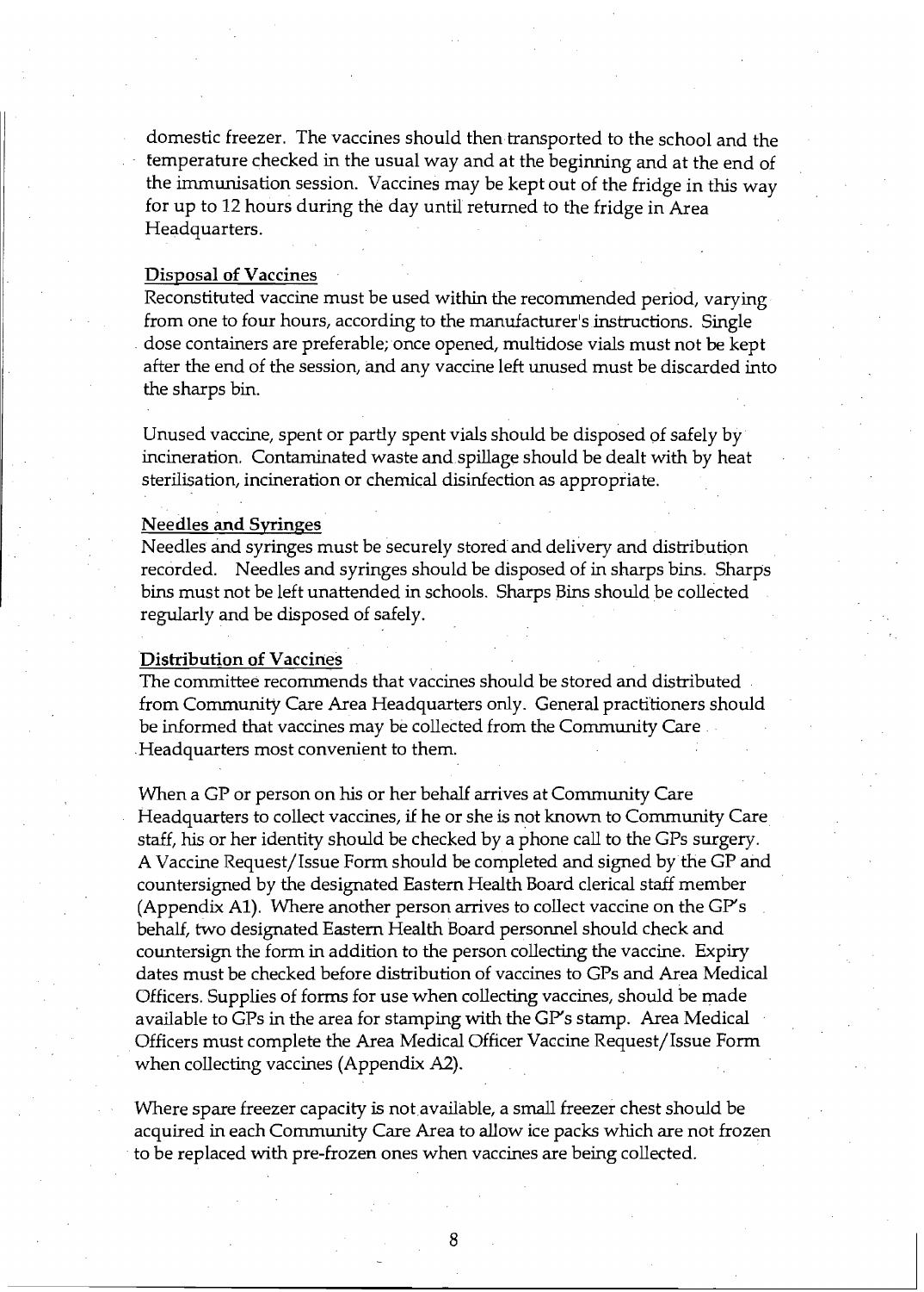domestic freezer. The vaccines should then transported to the school and the temperature checked in the usual way and at the beginning and at the end of the immunisation session. Vaccines may be kept out of the fridge in this way for up to 12 hours during the day until returned to the fridge in Area Headquarters.

**Disposal of Vaccines**

Reconstituted vaccine must be used within the recommended period, varying from one to four hours, according to the manufacturer's instructions. Single dose containers are preferable; once opened, multidose vials must not be kept after the end of the session, and any vaccine left unused must be discarded into the sharps bin.

Unused vaccine, spent or partly spent vials should be disposed of safely by incineration. Contaminated waste and spillage should be dealt with by heat sterilisation, incineration or chemical disinfection as appropriate.

**Needles and Syringes**

Needles and syringes must be securely stored and delivery and distribution recorded. Needles and syringes should be disposed of in sharps bins. Sharps bins must not be left unattended in schools. Sharps Bins should be collected regularly and be disposed of safely.

**Distribution of Vaccines**

The committee recommends that vaccines should be stored and distributed from Community Care Area Headquarters only. General practitioners should be informed that vaccines may be collected from the Community Care Headquarters most convenient to them.

When a GP or person on his or her behalf arrives at Community Care Headquarters to collect vaccines, if he or she is not known to Community Care staff, his or her identity should be checked by a phone call to the GPs surgery. A Vaccine Request/Issue Form should be completed and signed by the GP and countersigned by the designated Eastern Health Board clerical staff member (Appendix A1). Where another person arrives to collect vaccine on the GP's behalf, two designated Eastern Health Board personnel should check and countersign the form in addition to the person collecting the vaccine. Expiry dates must be checked before distribution of vaccines to GPs and Area Medical Officers. Supplies of forms for use when collecting vaccines, should be made available to GPs in the area for stamping with the GP's stamp. Area Medical Officers must complete the Area Medical Officer Vaccine Request/Issue Form when collecting vaccines (Appendix A2).

Where spare freezer capacity is not available, a small freezer chest should be acquired in each Community Care Area to allow ice packs which are not frozen to be replaced with pre-frozen ones when vaccines are being collected.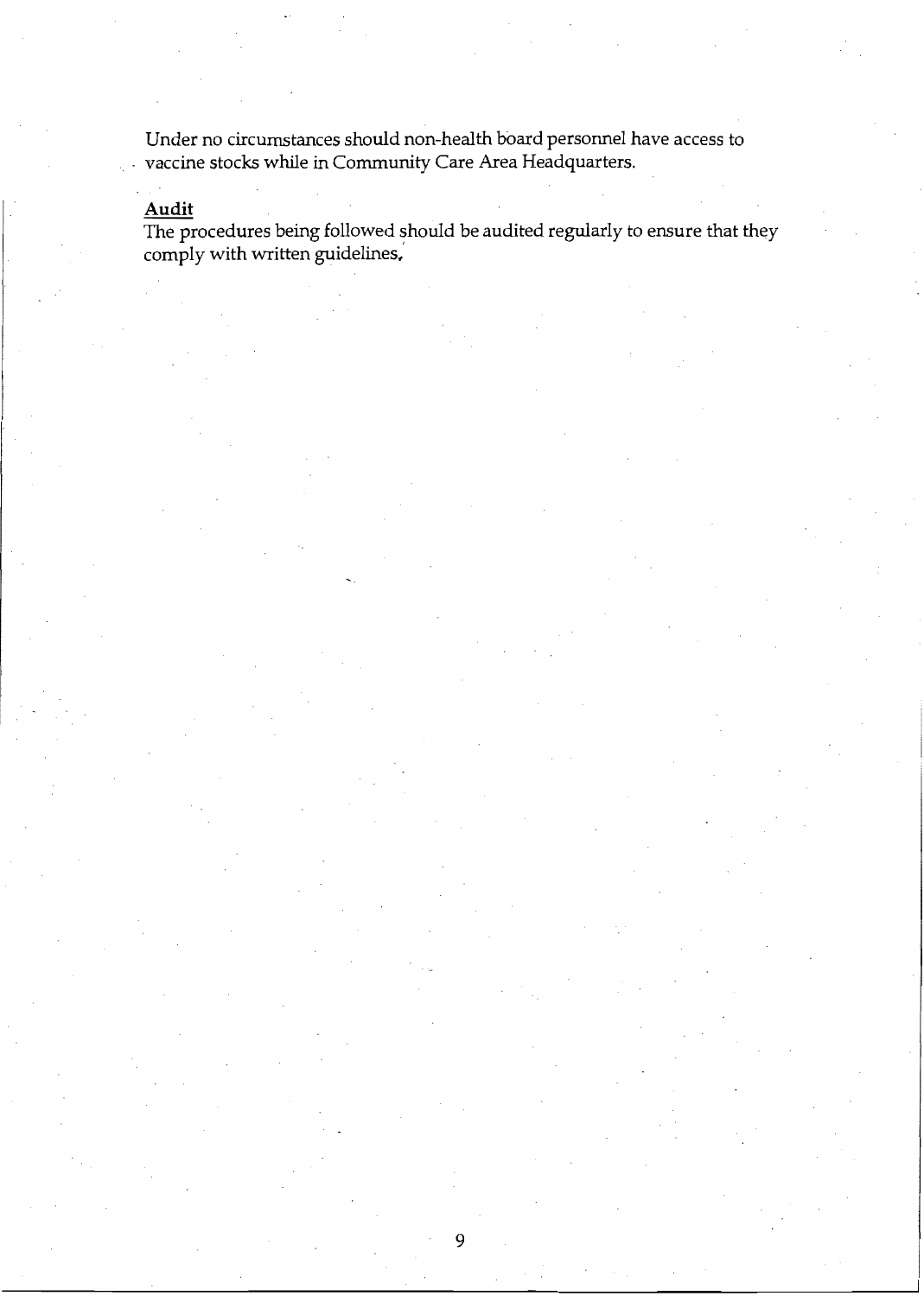Under no circumstances should non-health board personnel have access to vaccine stocks while in Community Care Area Headquarters.

**Audit**

The procedures being followed should be audited regularly to ensure that they comply with written guidelines.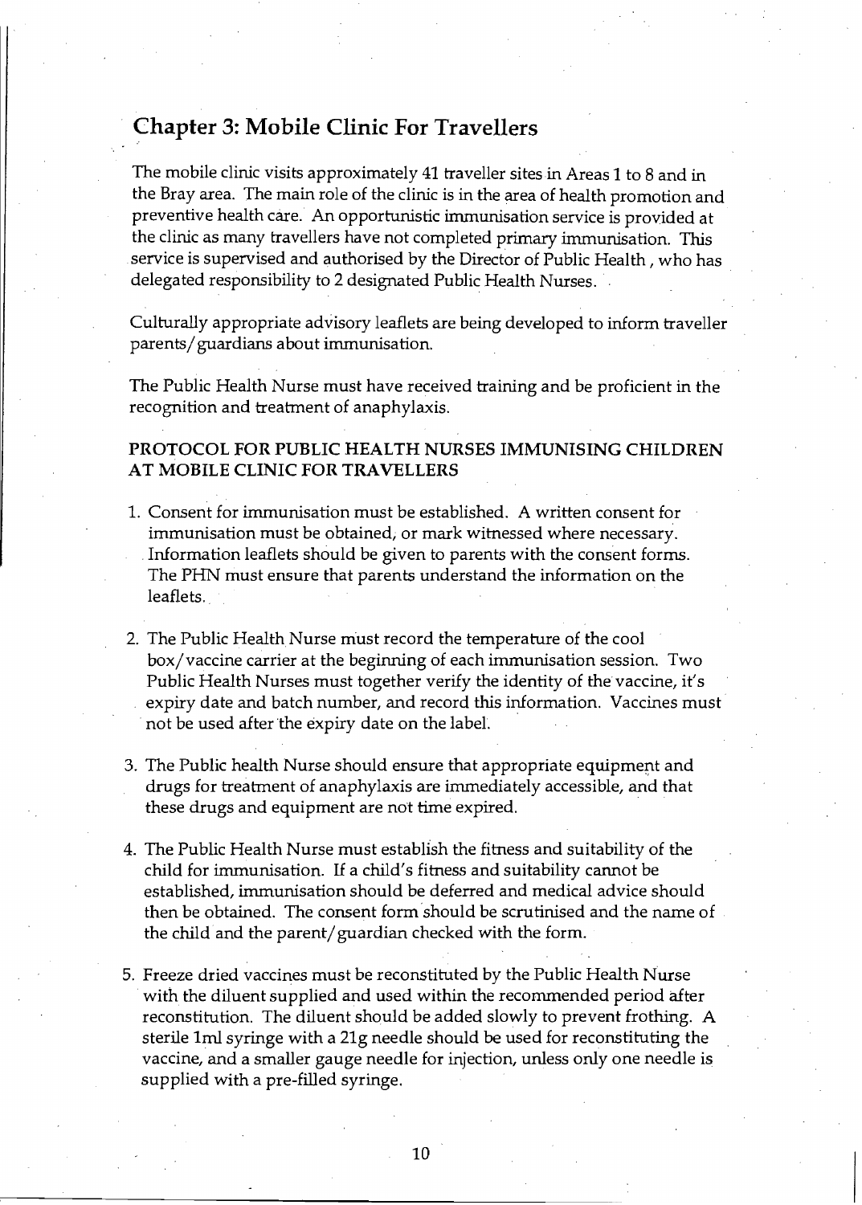## Chapter 3: Mobile Clinic For Travellers

The mobile clinic visits approximately 41 traveller sites in Areas 1 to 8 and in the Bray area. The main role of the clinic is in the area of health promotion and preventive health care. An opportunistic immunisation service is provided at the clinic as many travellers have not completed primary immunisation. This service is supervised and authorised by the Director of Public Health , who has delegated responsibility to 2 designated Public Health Nurses.

Culturally appropriate advisory leaflets are being developed to inform traveller parents/guardians about immunisation.

The Public Health Nurse must have received training and be proficient in the recognition and treatment of anaphylaxis.

### PROTOCOL FOR PUBLIC HEALTH NURSES IMMUNISING CHILDREN AT MOBILE CLINIC FOR TRAVELLERS

1. Consent for immunisation must be established. A written consent for immunisation must be obtained, or mark witnessed where necessary. Information leaflets should be given to parents with the consent forms. The PHN must ensure that parents understand the information on the leaflets.

2. The Public Health Nurse must record the temperature of the cool box/vaccine carrier at the beginning of each immunisation session. Two Public Health Nurses must together verify the identity of the vaccine, it's expiry date and batch number, and record this information. Vaccines must not be used after the expiry date on the label.

3. The Public health Nurse should ensure that appropriate equipment and drugs for treatment of anaphylaxis are immediately accessible, and that these drugs and equipment are not time expired.

4. The Public Health Nurse must establish the fitness and suitability of the child for immunisation. If a child's fitness and suitability cannot be established, immunisation should be deferred and medical advice should then be obtained. The consent form should be scrutinised and the name of the child and the parent/guardian checked with the form.

5. Freeze dried vaccines must be reconstituted by the Public Health Nurse with the diluent supplied and used within the recommended period after reconstitution. The diluent should be added slowly to prevent frothing. A sterile 1ml syringe with a 21g needle should be used for reconstituting the vaccine, and a smaller gauge needle for injection, unless only one needle is supplied with a pre-filled syringe.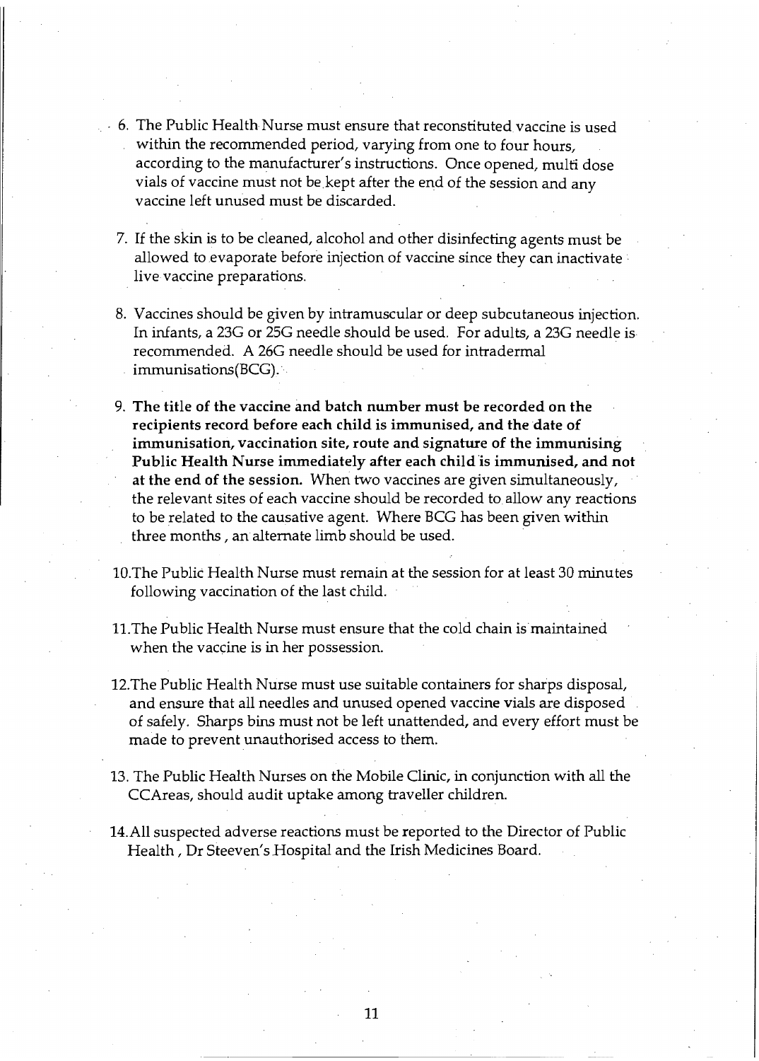6. The Public Health Nurse must ensure that reconstituted vaccine is used within the recommended period, varying from one to four hours, according to the manufacturer's instructions. Once opened, multi dose vials of vaccine must not be kept after the end of the session and any vaccine left unused must be discarded.

7. If the skin is to be cleaned, alcohol and other disinfecting agents must be allowed to evaporate before injection of vaccine since they can inactivate live vaccine preparations.

8. Vaccines should be given by intramuscular or deep subcutaneous injection. In infants, a 23G or 25G needle should be used. For adults, a 23G needle is recommended. A 26G needle should be used for intradermal immunisations(BCG).

9. **The title of the vaccine and batch number must be recorded on the recipients record before each child is immunised, and the date of immunisation, vaccination site, route and signature of the immunising Public Health Nurse immediately after each child is immunised, and not at the end of the session.** When two vaccines are given simultaneously, the relevant sites of each vaccine should be recorded to allow any reactions to be related to the causative agent. Where BCG has been given within three months , an alternate limb should be used.

10. The Public Health Nurse must remain at the session for at least 30 minutes following vaccination of the last child.

11. The Public Health Nurse must ensure that the cold chain is maintained when the vaccine is in her possession.

12. The Public Health Nurse must use suitable containers for sharps disposal, and ensure that all needles and unused opened vaccine vials are disposed of safely. Sharps bins must not be left unattended, and every effort must be made to prevent unauthorised access to them.

13. The Public Health Nurses on the Mobile Clinic, in conjunction with all the CCAreas, should audit uptake among traveller children.

14. All suspected adverse reactions must be reported to the Director of Public Health , Dr Steeven's Hospital and the Irish Medicines Board.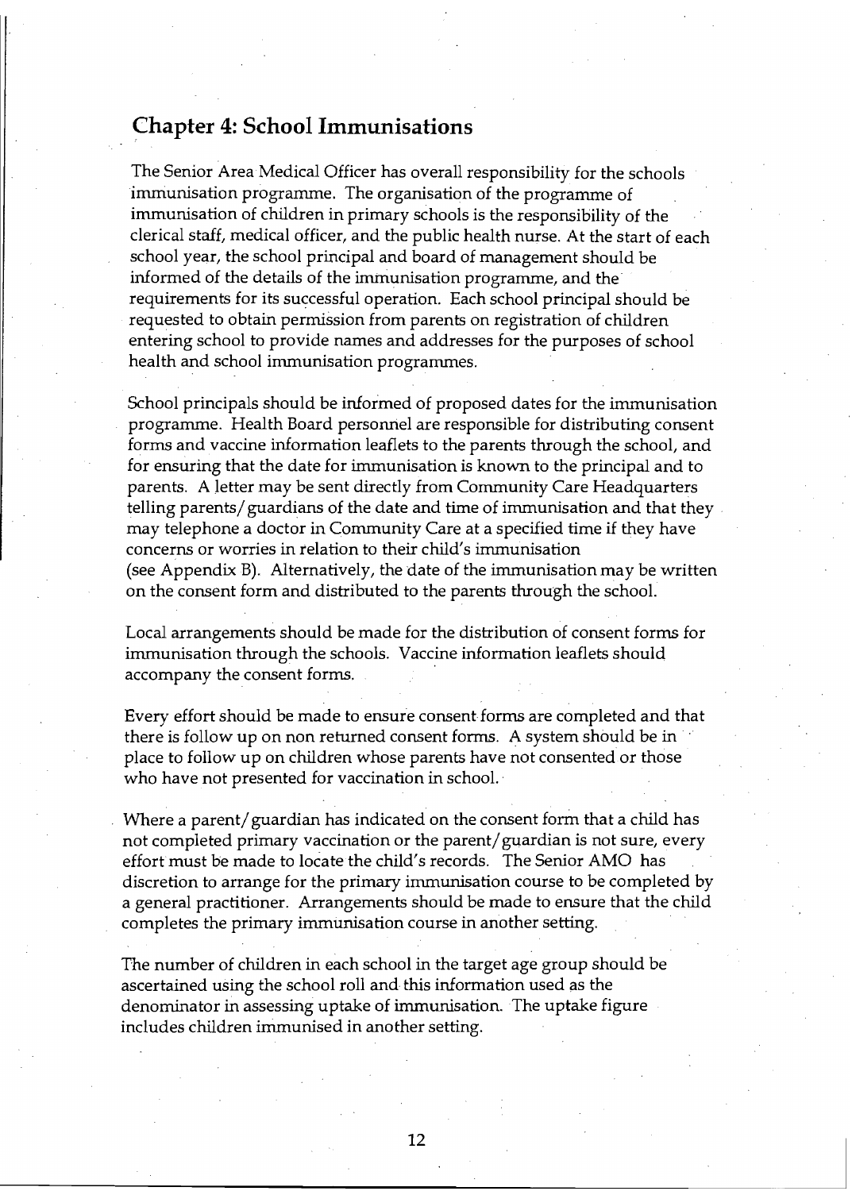## Chapter 4: School Immunisations

The Senior Area Medical Officer has overall responsibility for the schools immunisation programme. The organisation of the programme of immunisation of children in primary schools is the responsibility of the clerical staff, medical officer, and the public health nurse. At the start of each school year, the school principal and board of management should be informed of the details of the immunisation programme, and the requirements for its successful operation. Each school principal should be requested to obtain permission from parents on registration of children entering school to provide names and addresses for the purposes of school health and school immunisation programmes.

School principals should be informed of proposed dates for the immunisation programme. Health Board personnel are responsible for distributing consent forms and vaccine information leaflets to the parents through the school, and for ensuring that the date for immunisation is known to the principal and to parents. A letter may be sent directly from Community Care Headquarters telling parents/guardians of the date and time of immunisation and that they may telephone a doctor in Community Care at a specified time if they have concerns or worries in relation to their child's immunisation (see Appendix B). Alternatively, the date of the immunisation may be written on the consent form and distributed to the parents through the school.

Local arrangements should be made for the distribution of consent forms for immunisation through the schools. Vaccine information leaflets should accompany the consent forms.

Every effort should be made to ensure consent forms are completed and that there is follow up on non returned consent forms. A system should be in place to follow up on children whose parents have not consented or those who have not presented for vaccination in school.

Where a parent/guardian has indicated on the consent form that a child has not completed primary vaccination or the parent/guardian is not sure, every effort must be made to locate the child's records. The Senior AMO has discretion to arrange for the primary immunisation course to be completed by a general practitioner. Arrangements should be made to ensure that the child completes the primary immunisation course in another setting.

The number of children in each school in the target age group should be ascertained using the school roll and this information used as the denominator in assessing uptake of immunisation. The uptake figure includes children immunised in another setting.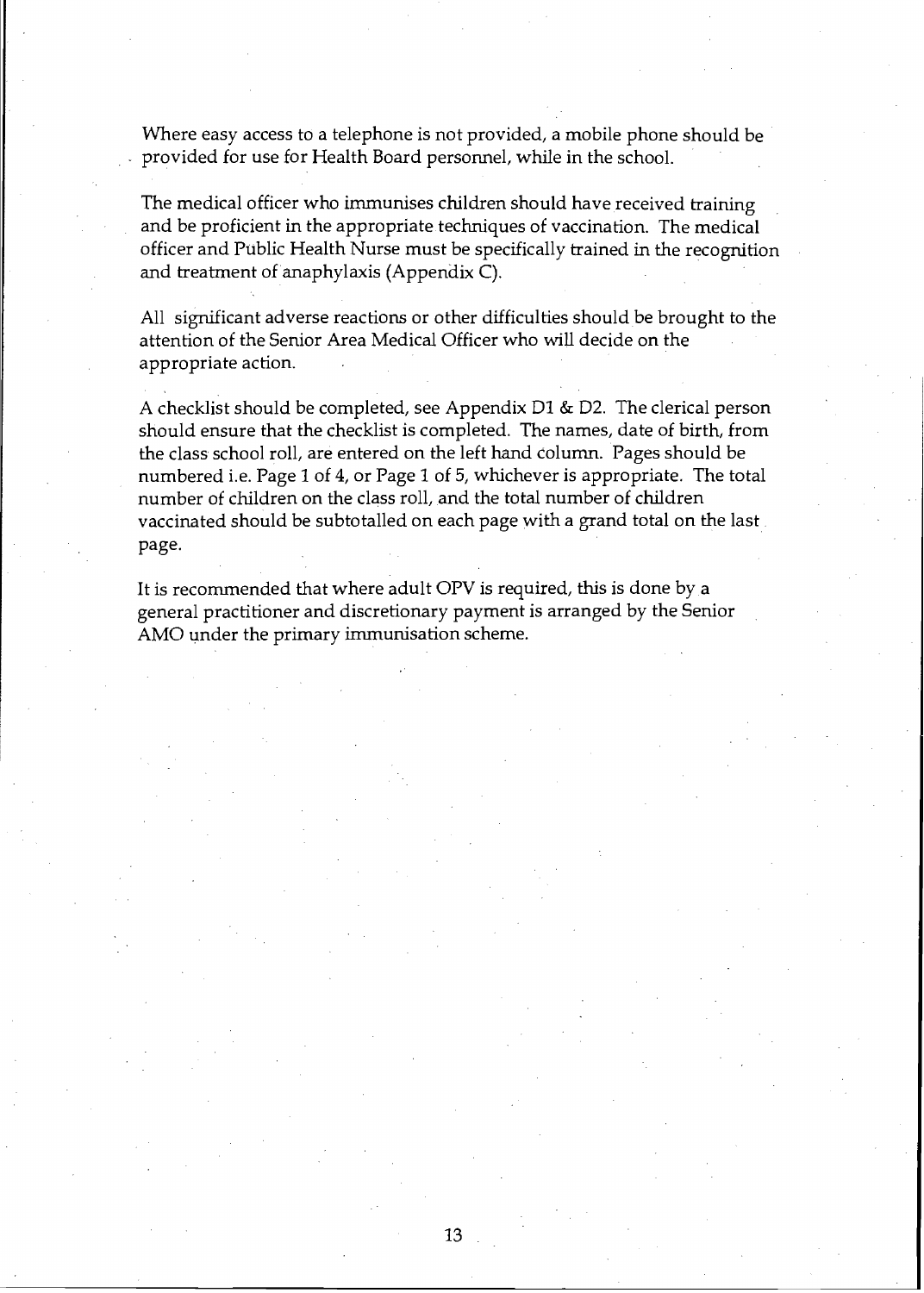Where easy access to a telephone is not provided, a mobile phone should be provided for use for Health Board personnel, while in the school.

The medical officer who immunises children should have received training and be proficient in the appropriate techniques of vaccination. The medical officer and Public Health Nurse must be specifically trained in the recognition and treatment of anaphylaxis (Appendix C).

All significant adverse reactions or other difficulties should be brought to the attention of the Senior Area Medical Officer who will decide on the appropriate action.

A checklist should be completed, see Appendix D1 & D2. The clerical person should ensure that the checklist is completed. The names, date of birth, from the class school roll, are entered on the left hand column. Pages should be numbered i.e. Page 1 of 4, or Page 1 of 5, whichever is appropriate. The total number of children on the class roll, and the total number of children vaccinated should be subtotalled on each page with a grand total on the last page.

It is recommended that where adult OPV is required, this is done by a general practitioner and discretionary payment is arranged by the Senior AMO under the primary immunisation scheme.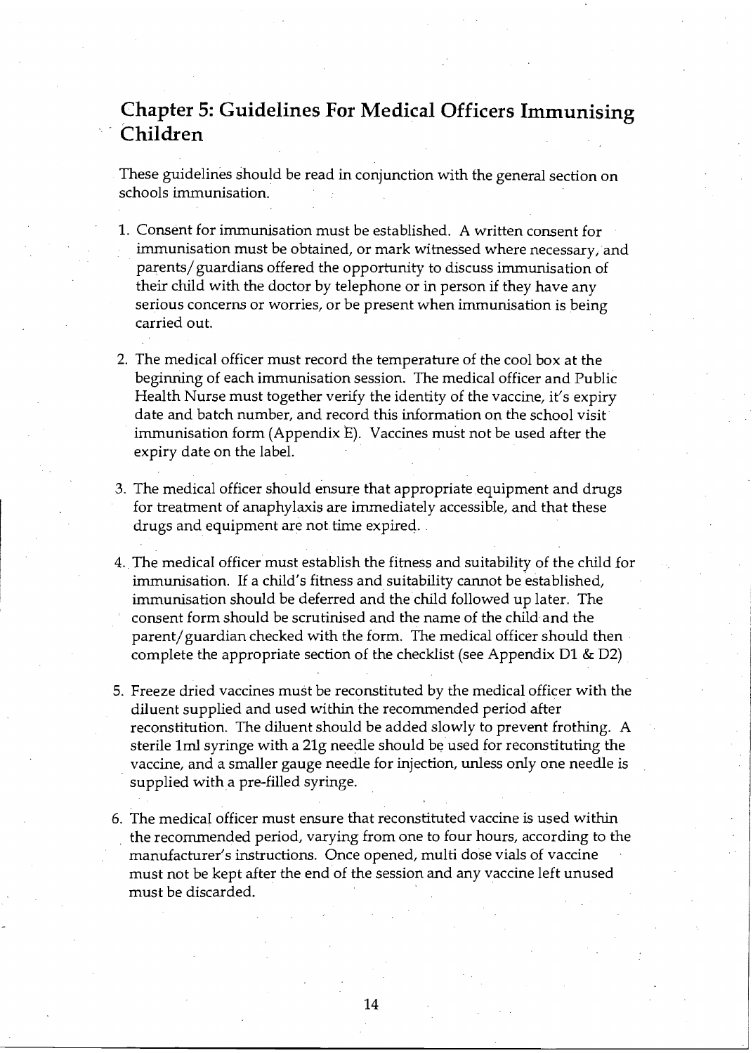## Chapter 5: Guidelines For Medical Officers Immunising Children

These guidelines should be read in conjunction with the general section on schools immunisation.

1. Consent for immunisation must be established. A written consent for immunisation must be obtained, or mark witnessed where necessary, and parents/guardians offered the opportunity to discuss immunisation of their child with the doctor by telephone or in person if they have any serious concerns or worries, or be present when immunisation is being carried out.

2. The medical officer must record the temperature of the cool box at the beginning of each immunisation session. The medical officer and Public Health Nurse must together verify the identity of the vaccine, it's expiry date and batch number, and record this information on the school visit immunisation form (Appendix E). Vaccines must not be used after the expiry date on the label.

3. The medical officer should ensure that appropriate equipment and drugs for treatment of anaphylaxis are immediately accessible, and that these drugs and equipment are not time expired.

4. The medical officer must establish the fitness and suitability of the child for immunisation. If a child's fitness and suitability cannot be established, immunisation should be deferred and the child followed up later. The consent form should be scrutinised and the name of the child and the parent/guardian checked with the form. The medical officer should then complete the appropriate section of the checklist (see Appendix D1 & D2)

5. Freeze dried vaccines must be reconstituted by the medical officer with the diluent supplied and used within the recommended period after reconstitution. The diluent should be added slowly to prevent frothing. A sterile 1ml syringe with a 21g needle should be used for reconstituting the vaccine, and a smaller gauge needle for injection, unless only one needle is supplied with a pre-filled syringe.

6. The medical officer must ensure that reconstituted vaccine is used within the recommended period, varying from one to four hours, according to the manufacturer's instructions. Once opened, multi dose vials of vaccine must not be kept after the end of the session and any vaccine left unused must be discarded.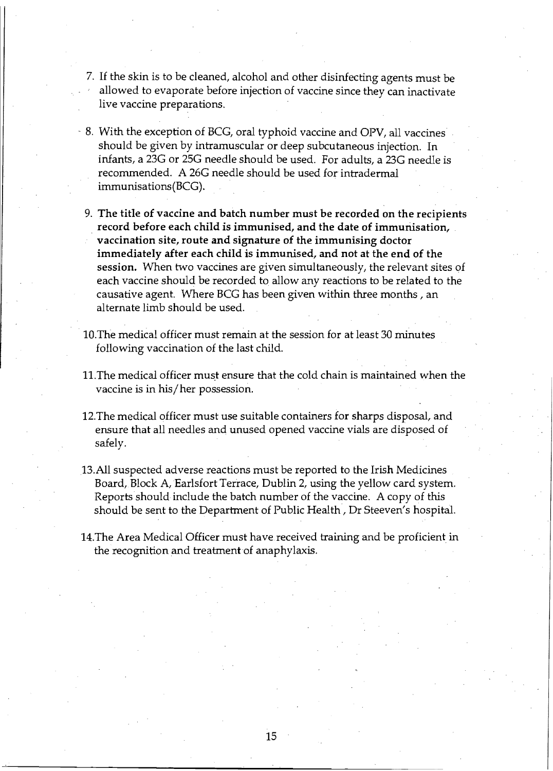7. If the skin is to be cleaned, alcohol and other disinfecting agents must be allowed to evaporate before injection of vaccine since they can inactivate live vaccine preparations.

8. With the exception of BCG, oral typhoid vaccine and OPV, all vaccines should be given by intramuscular or deep subcutaneous injection. In infants, a 23G or 25G needle should be used. For adults, a 23G needle is recommended. A 26G needle should be used for intradermal immunisations(BCG).

9. **The title of vaccine and batch number must be recorded on the recipients record before each child is immunised, and the date of immunisation, vaccination site, route and signature of the immunising doctor immediately after each child is immunised, and not at the end of the session.** When two vaccines are given simultaneously, the relevant sites of each vaccine should be recorded to allow any reactions to be related to the causative agent. Where BCG has been given within three months , an alternate limb should be used.

10. The medical officer must remain at the session for at least 30 minutes following vaccination of the last child.

11. The medical officer must ensure that the cold chain is maintained when the vaccine is in his/her possession.

12. The medical officer must use suitable containers for sharps disposal, and ensure that all needles and unused opened vaccine vials are disposed of safely.

13. All suspected adverse reactions must be reported to the Irish Medicines Board, Block A, Earlsfort Terrace, Dublin 2, using the yellow card system. Reports should include the batch number of the vaccine. A copy of this should be sent to the Department of Public Health , Dr Steeven's hospital.

14. The Area Medical Officer must have received training and be proficient in the recognition and treatment of anaphylaxis.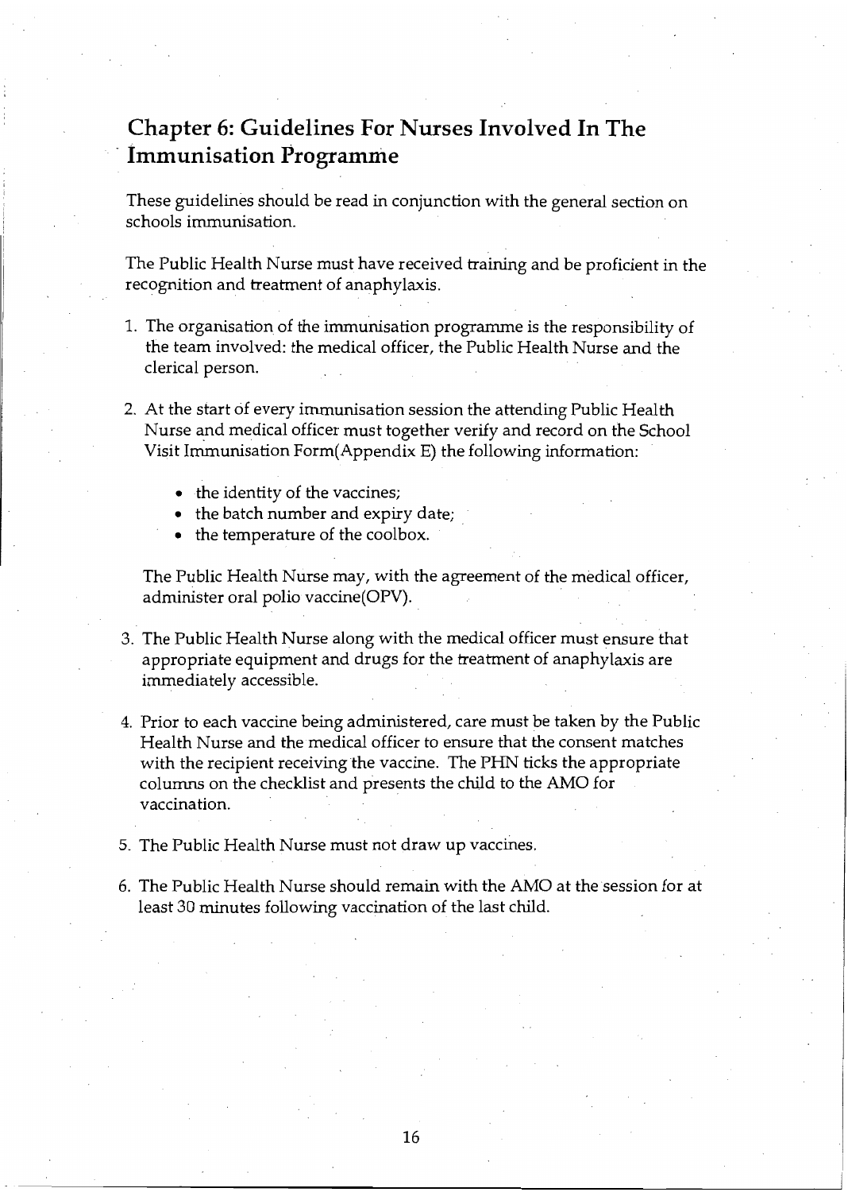## Chapter 6: Guidelines For Nurses Involved In The Immunisation Programme

These guidelines should be read in conjunction with the general section on schools immunisation.

The Public Health Nurse must have received training and be proficient in the recognition and treatment of anaphylaxis.

1. The organisation of the immunisation programme is the responsibility of the team involved: the medical officer, the Public Health Nurse and the clerical person.

2. At the start of every immunisation session the attending Public Health Nurse and medical officer must together verify and record on the School Visit Immunisation Form(Appendix E) the following information:

    - the identity of the vaccines;
    - the batch number and expiry date;
    - the temperature of the coolbox.

   The Public Health Nurse may, with the agreement of the medical officer, administer oral polio vaccine(OPV).

3. The Public Health Nurse along with the medical officer must ensure that appropriate equipment and drugs for the treatment of anaphylaxis are immediately accessible.

4. Prior to each vaccine being administered, care must be taken by the Public Health Nurse and the medical officer to ensure that the consent matches with the recipient receiving the vaccine. The PHN ticks the appropriate columns on the checklist and presents the child to the AMO for vaccination.

5. The Public Health Nurse must not draw up vaccines.

6. The Public Health Nurse should remain with the AMO at the session for at least 30 minutes following vaccination of the last child.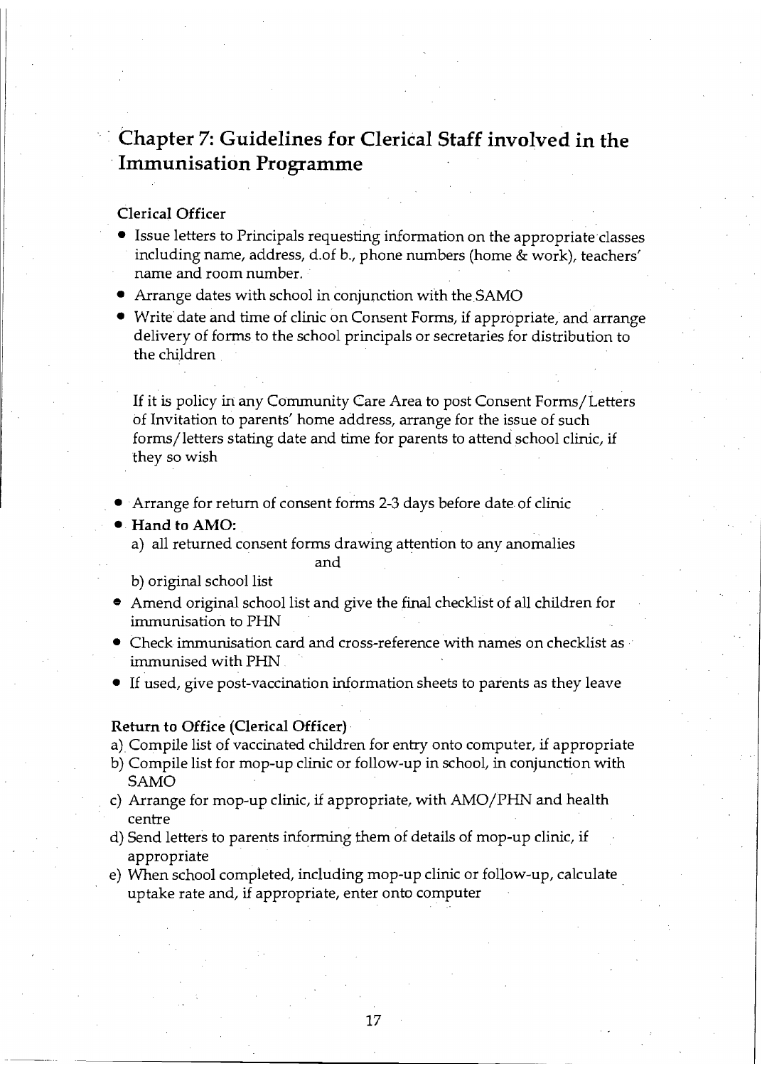# Chapter 7: Guidelines for Clerical Staff involved in the Immunisation Programme

**Clerical Officer**

- Issue letters to Principals requesting information on the appropriate classes including name, address, d.of b., phone numbers (home & work), teachers' name and room number.
- Arrange dates with school in conjunction with the SAMO
- Write date and time of clinic on Consent Forms, if appropriate, and arrange delivery of forms to the school principals or secretaries for distribution to the children

  If it is policy in any Community Care Area to post Consent Forms/Letters of Invitation to parents' home address, arrange for the issue of such forms/letters stating date and time for parents to attend school clinic, if they so wish

- Arrange for return of consent forms 2-3 days before date of clinic
- **Hand to AMO:**
  a) all returned consent forms drawing attention to any anomalies
  and
  b) original school list
- Amend original school list and give the final checklist of all children for immunisation to PHN
- Check immunisation card and cross-reference with names on checklist as immunised with PHN
- If used, give post-vaccination information sheets to parents as they leave

**Return to Office (Clerical Officer)**

a) Compile list of vaccinated children for entry onto computer, if appropriate
b) Compile list for mop-up clinic or follow-up in school, in conjunction with SAMO
c) Arrange for mop-up clinic, if appropriate, with AMO/PHN and health centre
d) Send letters to parents informing them of details of mop-up clinic, if appropriate
e) When school completed, including mop-up clinic or follow-up, calculate uptake rate and, if appropriate, enter onto computer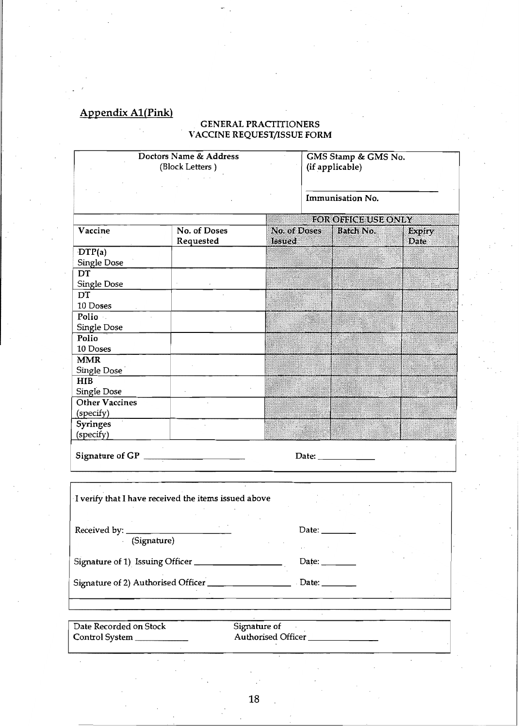## Appendix A1(Pink)

### GENERAL PRACTITIONERS VACCINE REQUEST/ISSUE FORM

| Doctors Name & Address (Block Letters) | GMS Stamp & GMS No. (if applicable) |
|---|---|
| | Immunisation No. |

| | | FOR OFFICE USE ONLY | | |
|---|---|---|---|---|
| **Vaccine** | **No. of Doses Requested** | **No. of Doses Issued** | **Batch No.** | **Expiry Date** |
| DTP(a) Single Dose | | | | |
| DT Single Dose | | | | |
| DT 10 Doses | | | | |
| Polio Single Dose | | | | |
| Polio 10 Doses | | | | |
| MMR Single Dose | | | | |
| HIB Single Dose | | | | |
| Other Vaccines (specify) | | | | |
| Syringes (specify) | | | | |

Signature of GP ____________________ Date: ____________

---

I verify that I have received the items issued above

Received by: ______________________ Date: ________
(Signature)

Signature of 1) Issuing Officer __________________ Date: ________

Signature of 2) Authorised Officer _________________ Date: ________

---

Date Recorded on Stock Control System ___________ Signature of Authorised Officer _______________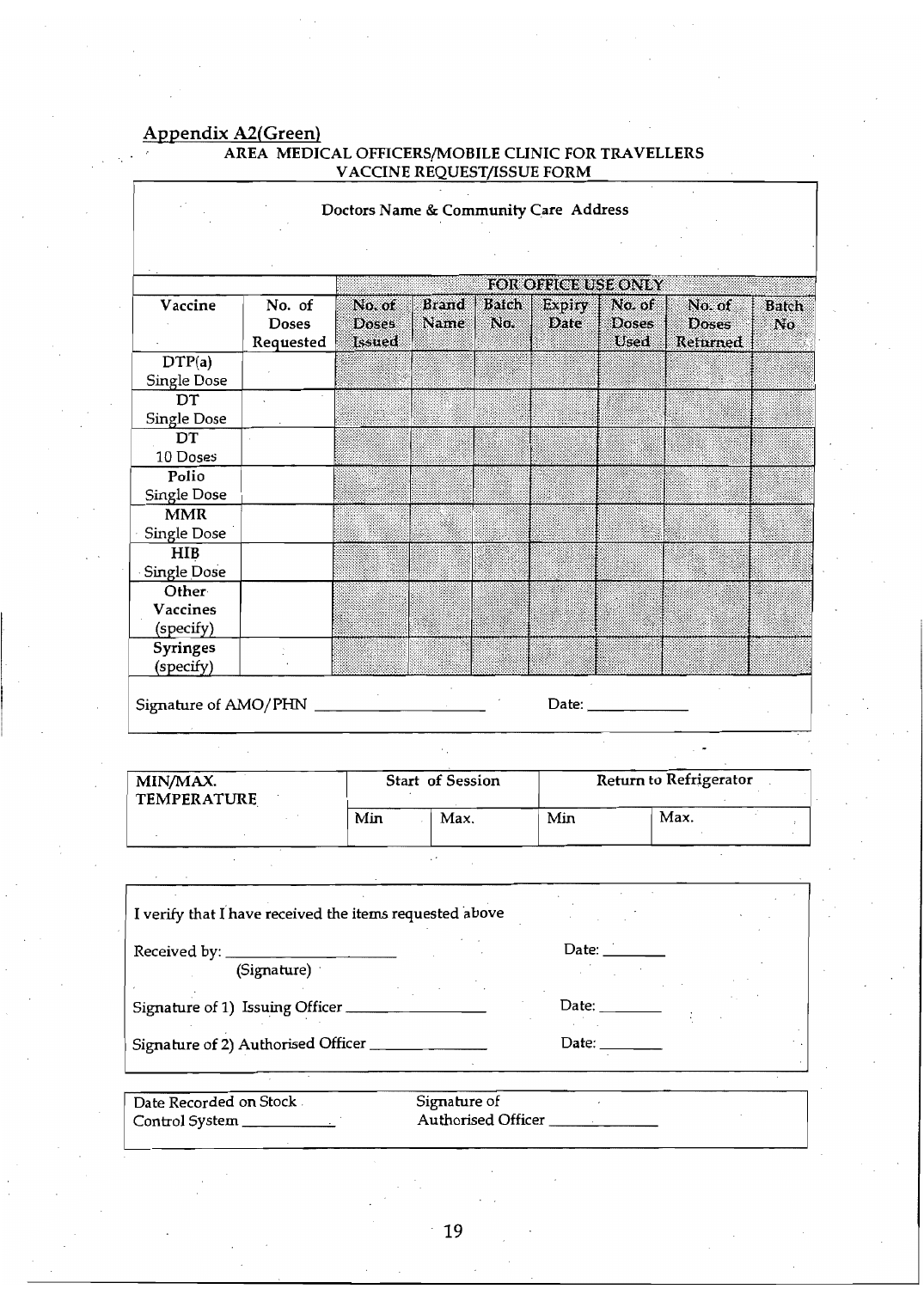## Appendix A2(Green)

### AREA MEDICAL OFFICERS/MOBILE CLINIC FOR TRAVELLERS VACCINE REQUEST/ISSUE FORM

Doctors Name & Community Care Address

| | | FOR OFFICE USE ONLY | | | | | | |
|---|---|---|---|---|---|---|---|---|
| Vaccine | No. of Doses Requested | No. of Doses Issued | Brand Name | Batch No. | Expiry Date | No. of Doses Used | No. of Doses Returned | Batch No |
| DTP(a) Single Dose | | | | | | | | |
| DT Single Dose | | | | | | | | |
| DT 10 Doses | | | | | | | | |
| Polio Single Dose | | | | | | | | |
| MMR Single Dose | | | | | | | | |
| HIB Single Dose | | | | | | | | |
| Other Vaccines (specify) | | | | | | | | |
| Syringes (specify) | | | | | | | | |

Signature of AMO/PHN ____________________ Date: ____________

| MIN/MAX. TEMPERATURE | Start of Session | | Return to Refrigerator | |
|---|---|---|---|---|
| | Min | Max. | Min | Max. |

I verify that I have received the items requested above

Received by: ____________________ (Signature) Date: ________

Signature of 1) Issuing Officer ________________ Date: ________

Signature of 2) Authorised Officer ______________ Date: ________

Date Recorded on Stock Control System ___________ Signature of Authorised Officer _____________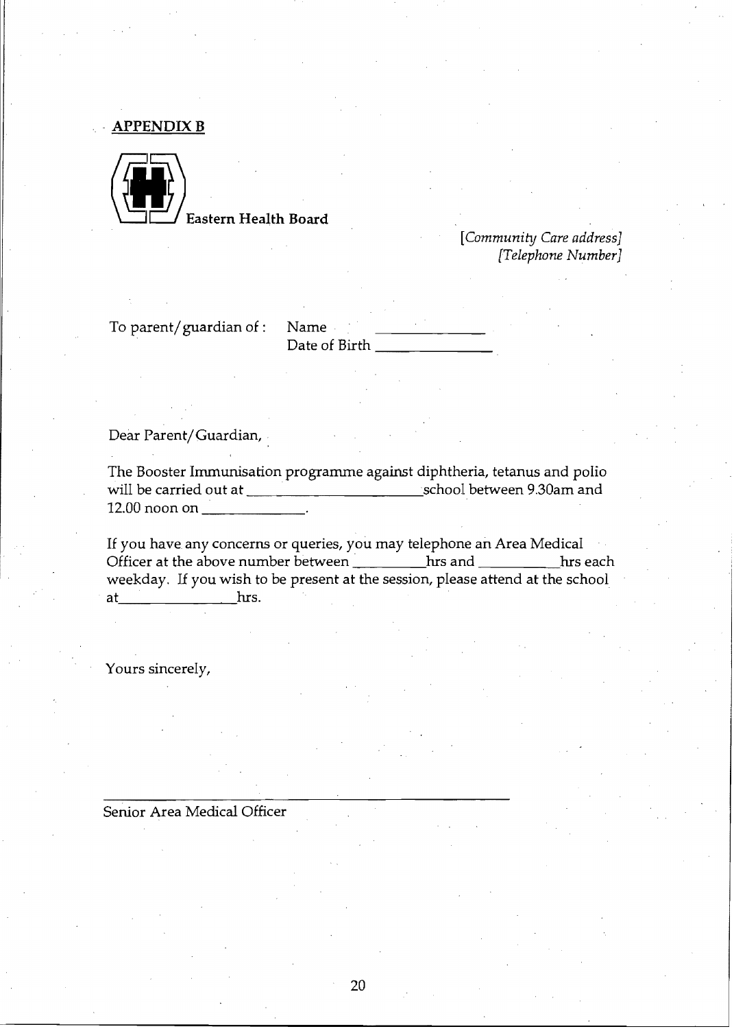**APPENDIX B**

**Eastern Health Board**

*[Community Care address]*
*[Telephone Number]*

To parent/guardian of : Name ____________
Date of Birth ____________

Dear Parent/Guardian,

The Booster Immunisation programme against diphtheria, tetanus and polio will be carried out at ____________________ school between 9.30am and 12.00 noon on ____________.

If you have any concerns or queries, you may telephone an Area Medical Officer at the above number between ________hrs and ________hrs each weekday. If you wish to be present at the session, please attend at the school at____________hrs.

Yours sincerely,

________________________________________

Senior Area Medical Officer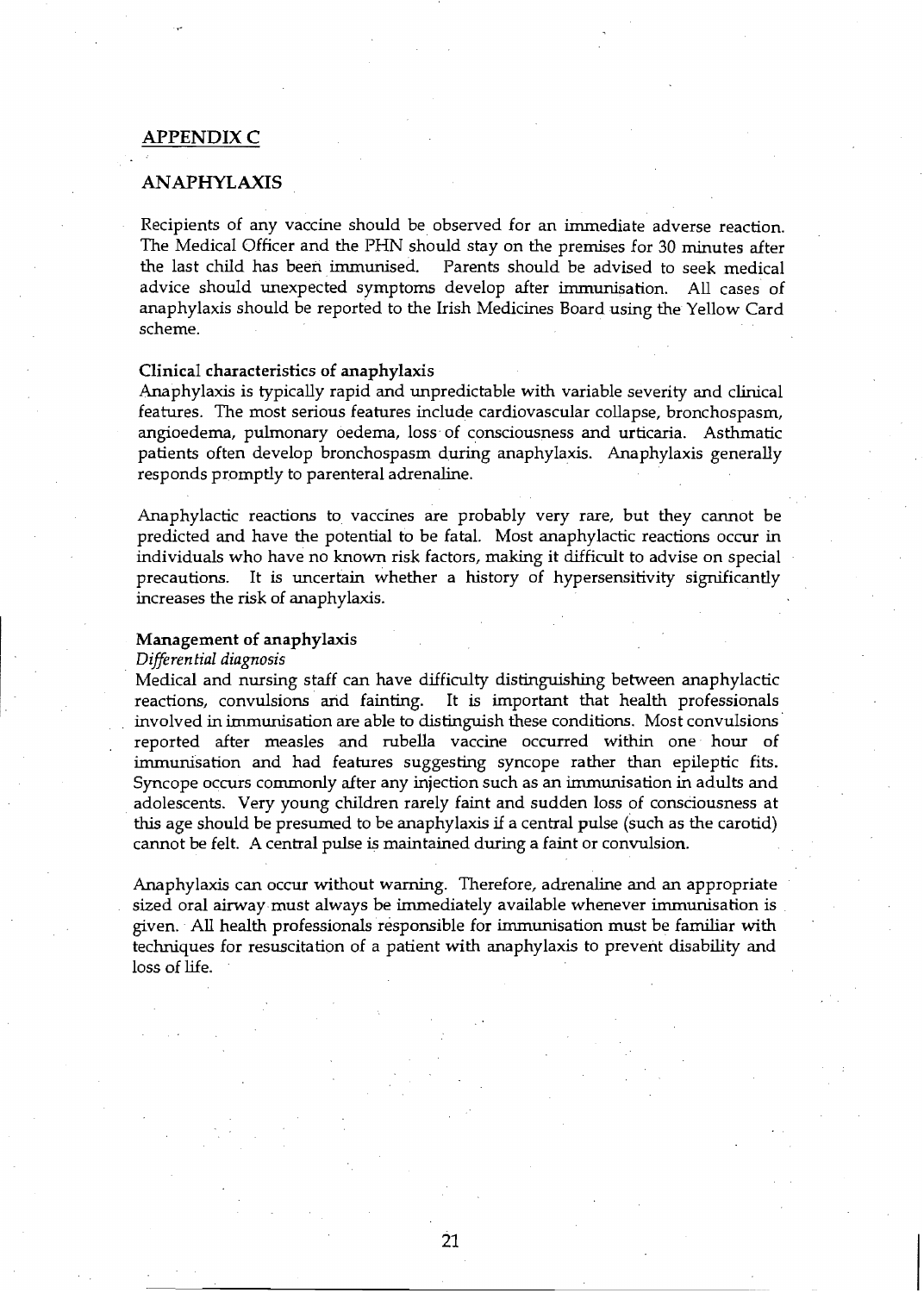## APPENDIX C

## ANAPHYLAXIS

Recipients of any vaccine should be observed for an immediate adverse reaction. The Medical Officer and the PHN should stay on the premises for 30 minutes after the last child has been immunised. Parents should be advised to seek medical advice should unexpected symptoms develop after immunisation. All cases of anaphylaxis should be reported to the Irish Medicines Board using the Yellow Card scheme.

### Clinical characteristics of anaphylaxis

Anaphylaxis is typically rapid and unpredictable with variable severity and clinical features. The most serious features include cardiovascular collapse, bronchospasm, angioedema, pulmonary oedema, loss of consciousness and urticaria. Asthmatic patients often develop bronchospasm during anaphylaxis. Anaphylaxis generally responds promptly to parenteral adrenaline.

Anaphylactic reactions to vaccines are probably very rare, but they cannot be predicted and have the potential to be fatal. Most anaphylactic reactions occur in individuals who have no known risk factors, making it difficult to advise on special precautions. It is uncertain whether a history of hypersensitivity significantly increases the risk of anaphylaxis.

### Management of anaphylaxis

*Differential diagnosis*

Medical and nursing staff can have difficulty distinguishing between anaphylactic reactions, convulsions and fainting. It is important that health professionals involved in immunisation are able to distinguish these conditions. Most convulsions reported after measles and rubella vaccine occurred within one hour of immunisation and had features suggesting syncope rather than epileptic fits. Syncope occurs commonly after any injection such as an immunisation in adults and adolescents. Very young children rarely faint and sudden loss of consciousness at this age should be presumed to be anaphylaxis if a central pulse (such as the carotid) cannot be felt. A central pulse is maintained during a faint or convulsion.

Anaphylaxis can occur without warning. Therefore, adrenaline and an appropriate sized oral airway must always be immediately available whenever immunisation is given. All health professionals responsible for immunisation must be familiar with techniques for resuscitation of a patient with anaphylaxis to prevent disability and loss of life.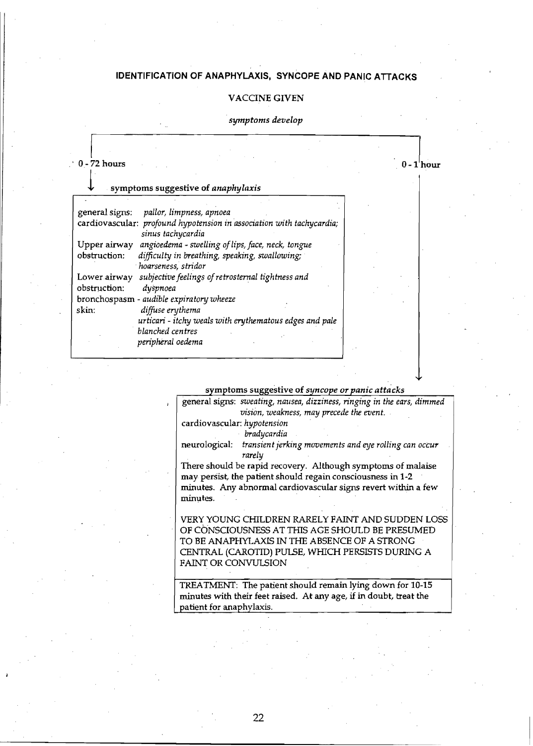## IDENTIFICATION OF ANAPHYLAXIS, SYNCOPE AND PANIC ATTACKS

VACCINE GIVEN

*symptoms develop*

**0 - 72 hours**

**symptoms suggestive of *anaphylaxis***

| | |
|---|---|
| general signs: | *pallor, limpness, apnoea* |
| cardiovascular: | *profound hypotension in association with tachycardia; sinus tachycardia* |
| Upper airway obstruction: | *angioedema - swelling of lips, face, neck, tongue difficulty in breathing, speaking, swallowing; hoarseness, stridor* |
| Lower airway obstruction: | *subjective feelings of retrosternal tightness and dyspnoea* |
| bronchospasm - | *audible expiratory wheeze* |
| skin: | *diffuse erythema* |
| | *urticari - itchy weals with erythematous edges and pale blanched centres* |
| | *peripheral oedema* |

**0 - 1 hour**

**symptoms suggestive of *syncope or panic attacks***

general signs: *sweating, nausea, dizziness, ringing in the ears, dimmed vision, weakness, may precede the event.*

cardiovascular: *hypotension*
*bradycardia*

neurological: *transient jerking movements and eye rolling can occur rarely*

There should be rapid recovery. Although symptoms of malaise may persist, the patient should regain consciousness in 1-2 minutes. Any abnormal cardiovascular signs revert within a few minutes.

VERY YOUNG CHILDREN RARELY FAINT AND SUDDEN LOSS OF CONSCIOUSNESS AT THIS AGE SHOULD BE PRESUMED TO BE ANAPHYLAXIS IN THE ABSENCE OF A STRONG CENTRAL (CAROTID) PULSE, WHICH PERSISTS DURING A FAINT OR CONVULSION

TREATMENT: The patient should remain lying down for 10-15 minutes with their feet raised. At any age, if in doubt, treat the patient for anaphylaxis.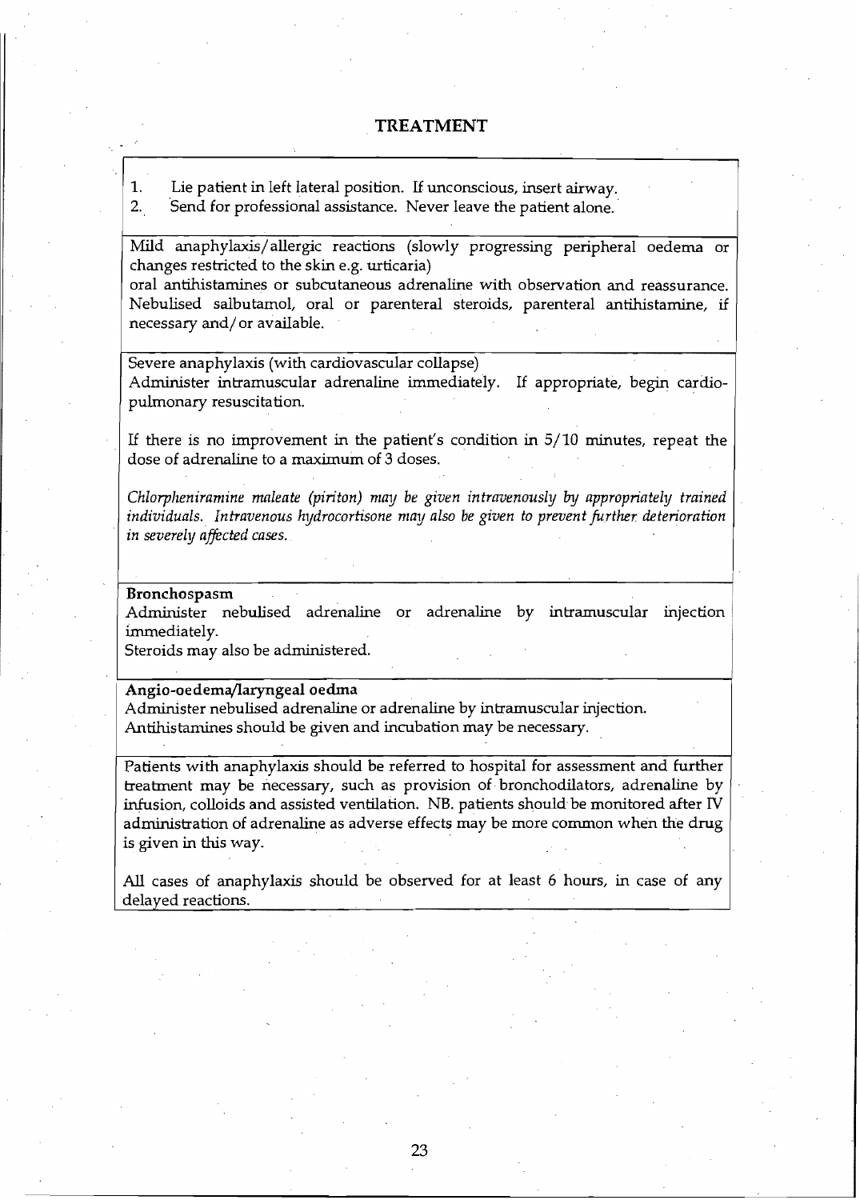## TREATMENT

1. Lie patient in left lateral position. If unconscious, insert airway.
2. Send for professional assistance. Never leave the patient alone.

Mild anaphylaxis/allergic reactions (slowly progressing peripheral oedema or changes restricted to the skin e.g. urticaria)
oral antihistamines or subcutaneous adrenaline with observation and reassurance. Nebulised salbutamol, oral or parenteral steroids, parenteral antihistamine, if necessary and/or available.

Severe anaphylaxis (with cardiovascular collapse)
Administer intramuscular adrenaline immediately. If appropriate, begin cardio-pulmonary resuscitation.

If there is no improvement in the patient's condition in 5/10 minutes, repeat the dose of adrenaline to a maximum of 3 doses.

*Chlorpheniramine maleate (piriton) may be given intravenously by appropriately trained individuals. Intravenous hydrocortisone may also be given to prevent further deterioration in severely affected cases.*

**Bronchospasm**
Administer nebulised adrenaline or adrenaline by intramuscular injection immediately.
Steroids may also be administered.

**Angio-oedema/laryngeal oedma**
Administer nebulised adrenaline or adrenaline by intramuscular injection.
Antihistamines should be given and incubation may be necessary.

Patients with anaphylaxis should be referred to hospital for assessment and further treatment may be necessary, such as provision of bronchodilators, adrenaline by infusion, colloids and assisted ventilation. NB. patients should be monitored after IV administration of adrenaline as adverse effects may be more common when the drug is given in this way.

All cases of anaphylaxis should be observed for at least 6 hours, in case of any delayed reactions.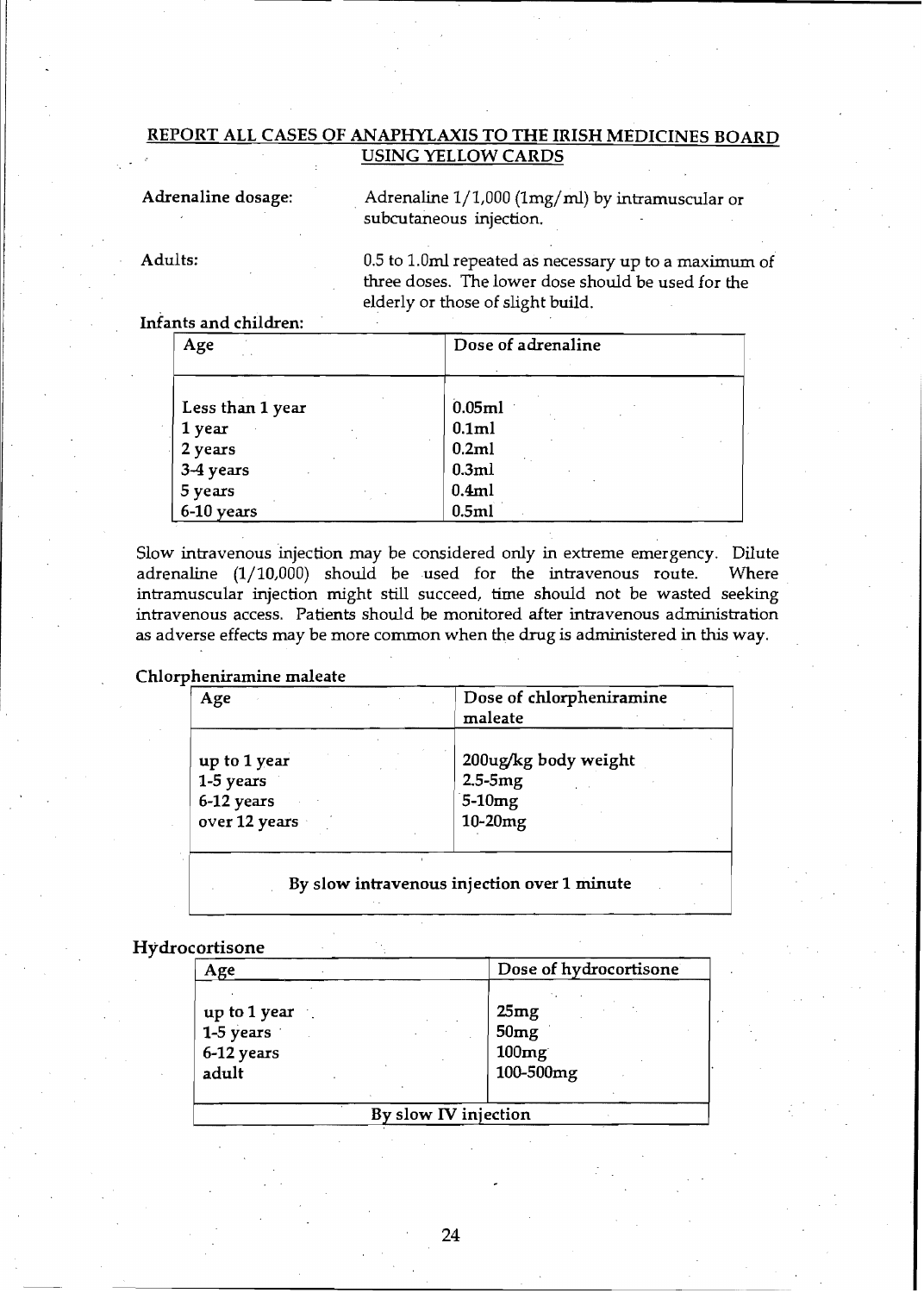## REPORT ALL CASES OF ANAPHYLAXIS TO THE IRISH MEDICINES BOARD USING YELLOW CARDS

**Adrenaline dosage:** Adrenaline 1/1,000 (1mg/ml) by intramuscular or subcutaneous injection.

**Adults:** 0.5 to 1.0ml repeated as necessary up to a maximum of three doses. The lower dose should be used for the elderly or those of slight build.

**Infants and children:**

| Age | Dose of adrenaline |
|---|---|
| Less than 1 year | 0.05ml |
| 1 year | 0.1ml |
| 2 years | 0.2ml |
| 3-4 years | 0.3ml |
| 5 years | 0.4ml |
| 6-10 years | 0.5ml |

Slow intravenous injection may be considered only in extreme emergency. Dilute adrenaline (1/10,000) should be used for the intravenous route. Where intramuscular injection might still succeed, time should not be wasted seeking intravenous access. Patients should be monitored after intravenous administration as adverse effects may be more common when the drug is administered in this way.

**Chlorpheniramine maleate**

| Age | Dose of chlorpheniramine maleate |
|---|---|
| up to 1 year | 200ug/kg body weight |
| 1-5 years | 2.5-5mg |
| 6-12 years | 5-10mg |
| over 12 years | 10-20mg |
| **By slow intravenous injection over 1 minute** | |

**Hydrocortisone**

| Age | Dose of hydrocortisone |
|---|---|
| up to 1 year | 25mg |
| 1-5 years | 50mg |
| 6-12 years | 100mg |
| adult | 100-500mg |
| By slow IV injection | |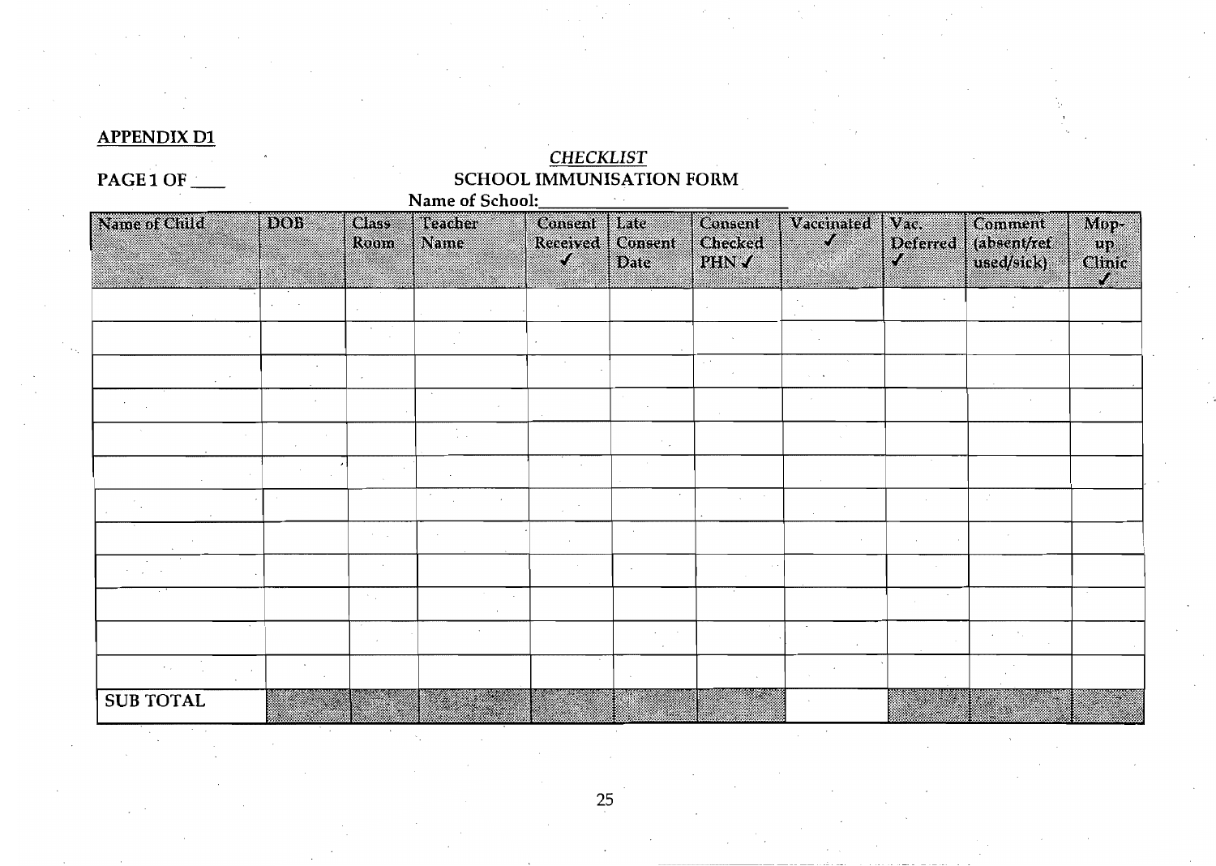**APPENDIX D1**

**PAGE 1 OF ____**

*CHECKLIST*

**SCHOOL IMMUNISATION FORM**

**Name of School:**____________________________

| Name of Child | DOB | Class Room | Teacher Name | Consent Received ✓ | Late Consent Date | Consent Checked PHN ✓ | Vaccinated ✓ | Vac. Deferred ✓ | Comment (absent/refused/sick) | Mop-up Clinic ✓ |
|---|---|---|---|---|---|---|---|---|---|---|
| | | | | | | | | | | |
| | | | | | | | | | | |
| | | | | | | | | | | |
| | | | | | | | | | | |
| | | | | | | | | | | |
| | | | | | | | | | | |
| | | | | | | | | | | |
| | | | | | | | | | | |
| | | | | | | | | | | |
| | | | | | | | | | | |
| | | | | | | | | | | |
| | | | | | | | | | | |
| **SUB TOTAL** | | | | | | | | | | |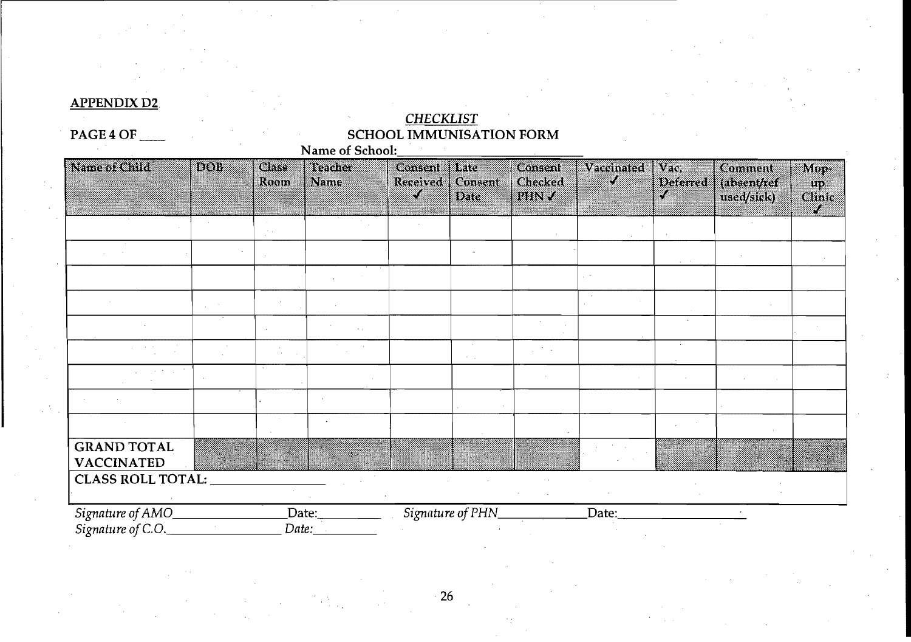**APPENDIX D2**

**PAGE 4 OF ____**

## *CHECKLIST*
## SCHOOL IMMUNISATION FORM

**Name of School:** ______________________________

| Name of Child | DOB | Class Room | Teacher Name | Consent Received ✓ | Late Consent Date | Consent Checked PHN ✓ | Vaccinated ✓ | Vac. Deferred ✓ | Comment (absent/refused/sick) | Mop-up Clinic ✓ |
|---|---|---|---|---|---|---|---|---|---|---|
| | | | | | | | | | | |
| | | | | | | | | | | |
| | | | | | | | | | | |
| | | | | | | | | | | |
| | | | | | | | | | | |
| | | | | | | | | | | |
| | | | | | | | | | | |
| | | | | | | | | | | |
| | | | | | | | | | | |
| **GRAND TOTAL VACCINATED** | | | | | | | | | | |
| **CLASS ROLL TOTAL:** ____________ | | | | | | | | | | |

*Signature of AMO*________________ Date:_________ *Signature of PHN*____________ Date:__________________

*Signature of C.O.*________________ *Date:*_________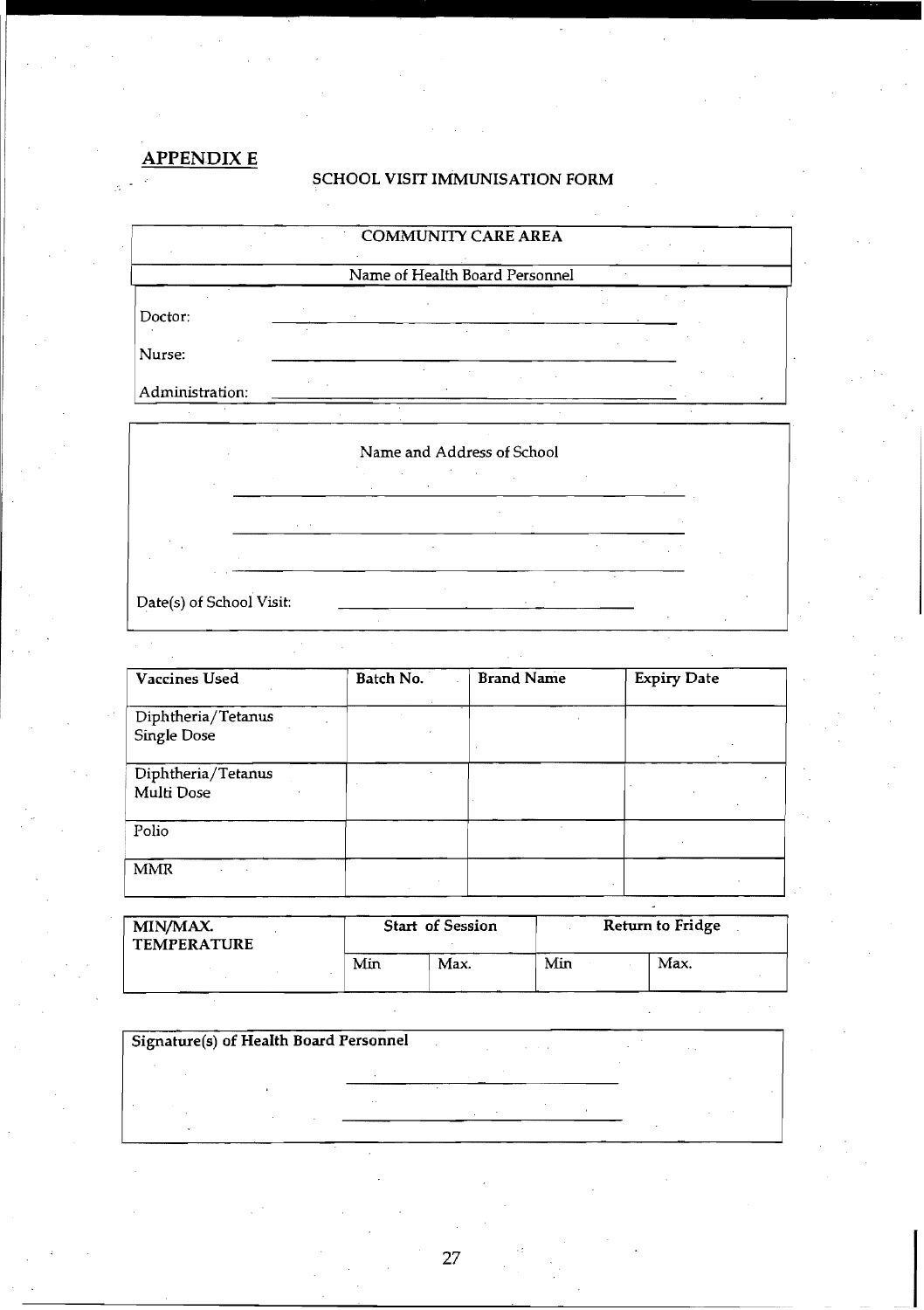## APPENDIX E

### SCHOOL VISIT IMMUNISATION FORM

| COMMUNITY CARE AREA |
|---|
| Name of Health Board Personnel |

Doctor: ______________________________

Nurse: ______________________________

Administration: ______________________________

Name and Address of School

______________________________

______________________________

______________________________

Date(s) of School Visit: ______________________________

| Vaccines Used | Batch No. | Brand Name | Expiry Date |
|---|---|---|---|
| Diphtheria/Tetanus Single Dose | | | |
| Diphtheria/Tetanus Multi Dose | | | |
| Polio | | | |
| MMR | | | |

| MIN/MAX. TEMPERATURE | Start of Session | | Return to Fridge | |
|---|---|---|---|---|
| | Min | Max. | Min | Max. |

**Signature(s) of Health Board Personnel**

______________________________

______________________________